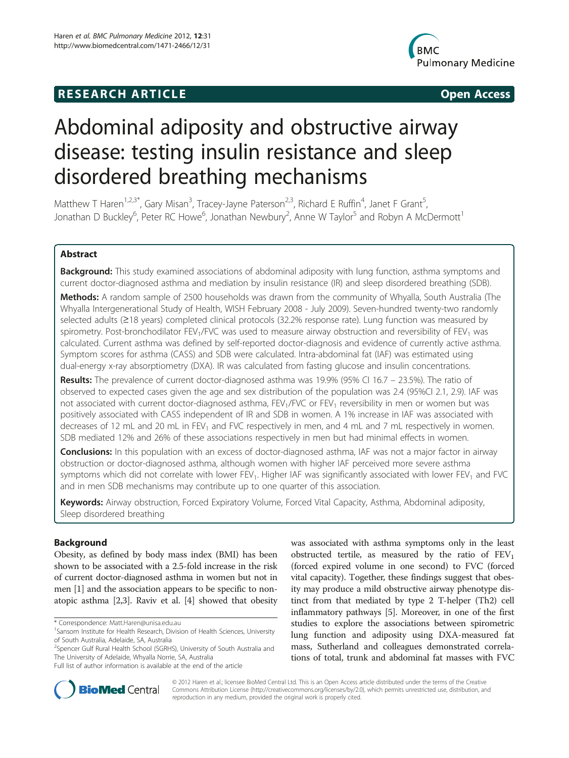**RESEARCH ARTICLE** **Open Access**

# Abdominal adiposity and obstructive airway disease: testing insulin resistance and sleep disordered breathing mechanisms

Matthew T Haren[1,2,3*], Gary Misan[3], Tracey-Jayne Paterson[2,3], Richard E Ruffin[4], Janet F Grant[5], Jonathan D Buckley[6], Peter RC Howe[6], Jonathan Newbury[2], Anne W Taylor[5] and Robyn A McDermott[1]

## Abstract

**Background:** This study examined associations of abdominal adiposity with lung function, asthma symptoms and current doctor-diagnosed asthma and mediation by insulin resistance (IR) and sleep disordered breathing (SDB).

**Methods:** A random sample of 2500 households was drawn from the community of Whyalla, South Australia (The Whyalla Intergenerational Study of Health, WISH February 2008 - July 2009). Seven-hundred twenty-two randomly selected adults (≥18 years) completed clinical protocols (32.2% response rate). Lung function was measured by spirometry. Post-bronchodilator $FEV_1/FVC$ was used to measure airway obstruction and reversibility of $FEV_1$ was calculated. Current asthma was defined by self-reported doctor-diagnosis and evidence of currently active asthma. Symptom scores for asthma (CASS) and SDB were calculated. Intra-abdominal fat (IAF) was estimated using dual-energy x-ray absorptiometry (DXA). IR was calculated from fasting glucose and insulin concentrations.

**Results:** The prevalence of current doctor-diagnosed asthma was 19.9% (95% CI 16.7 – 23.5%). The ratio of observed to expected cases given the age and sex distribution of the population was 2.4 (95%CI 2.1, 2.9). IAF was not associated with current doctor-diagnosed asthma, $FEV_1/FVC$ or $FEV_1$ reversibility in men or women but was positively associated with CASS independent of IR and SDB in women. A 1% increase in IAF was associated with decreases of 12 mL and 20 mL in $FEV_1$ and FVC respectively in men, and 4 mL and 7 mL respectively in women. SDB mediated 12% and 26% of these associations respectively in men but had minimal effects in women.

**Conclusions:** In this population with an excess of doctor-diagnosed asthma, IAF was not a major factor in airway obstruction or doctor-diagnosed asthma, although women with higher IAF perceived more severe asthma symptoms which did not correlate with lower $FEV_1$. Higher IAF was significantly associated with lower $FEV_1$ and FVC and in men SDB mechanisms may contribute up to one quarter of this association.

**Keywords:** Airway obstruction, Forced Expiratory Volume, Forced Vital Capacity, Asthma, Abdominal adiposity, Sleep disordered breathing

## Background

Obesity, as defined by body mass index (BMI) has been shown to be associated with a 2.5-fold increase in the risk of current doctor-diagnosed asthma in women but not in men [1] and the association appears to be specific to non-atopic asthma [2,3]. Raviv et al. [4] showed that obesity was associated with asthma symptoms only in the least obstructed tertile, as measured by the ratio of $FEV_1$ (forced expired volume in one second) to FVC (forced vital capacity). Together, these findings suggest that obesity may produce a mild obstructive airway phenotype distinct from that mediated by type 2 T-helper (Th2) cell inflammatory pathways [5]. Moreover, in one of the first studies to explore the associations between spirometric lung function and adiposity using DXA-measured fat mass, Sutherland and colleagues demonstrated correlations of total, trunk and abdominal fat masses with FVC

\* Correspondence: Matt.Haren@unisa.edu.au
[1]Sansom Institute for Health Research, Division of Health Sciences, University of South Australia, Adelaide, SA, Australia
[2]Spencer Gulf Rural Health School (SGRHS), University of South Australia and The University of Adelaide, Whyalla Norrie, SA, Australia
Full list of author information is available at the end of the article

© 2012 Haren et al.; licensee BioMed Central Ltd. This is an Open Access article distributed under the terms of the Creative Commons Attribution License (http://creativecommons.org/licenses/by/2.0), which permits unrestricted use, distribution, and reproduction in any medium, provided the original work is properly cited.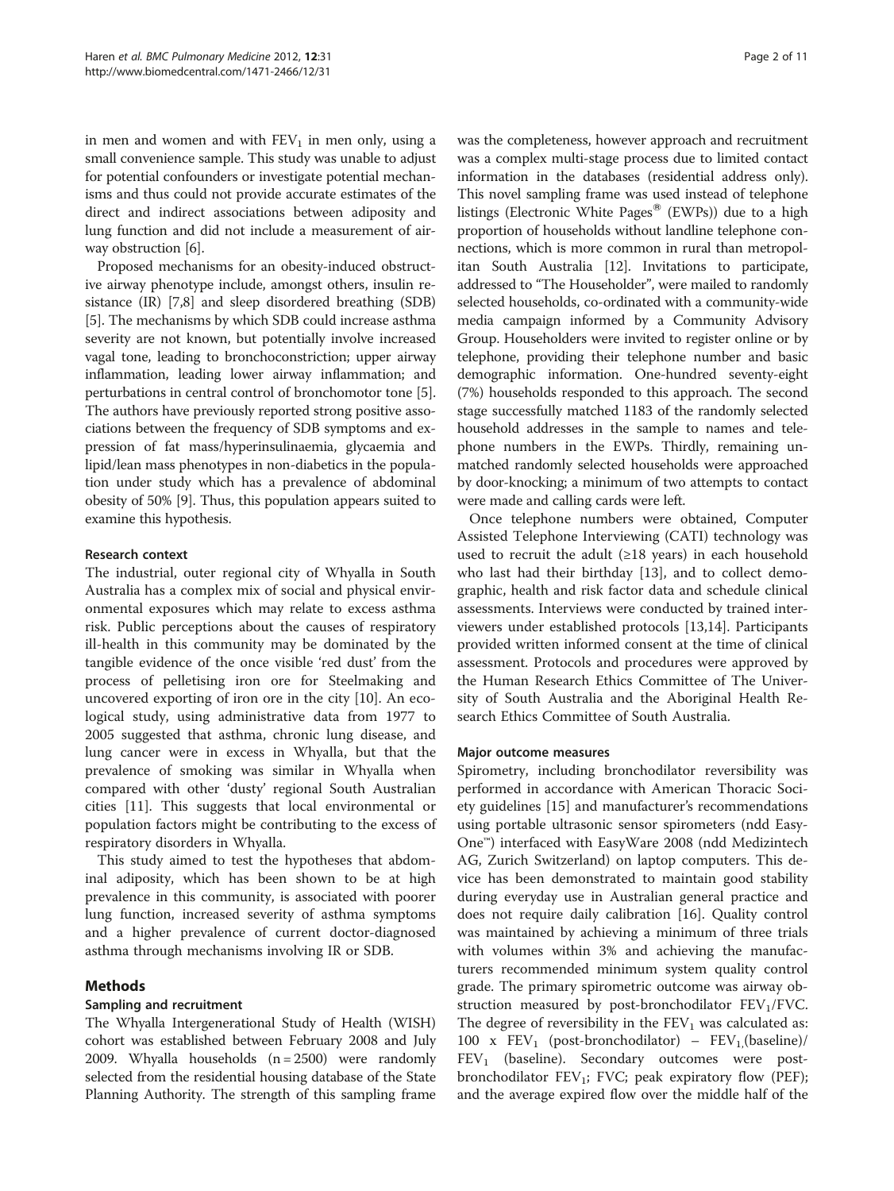in men and women and with $FEV_1$ in men only, using a small convenience sample. This study was unable to adjust for potential confounders or investigate potential mechanisms and thus could not provide accurate estimates of the direct and indirect associations between adiposity and lung function and did not include a measurement of airway obstruction [6].

Proposed mechanisms for an obesity-induced obstructive airway phenotype include, amongst others, insulin resistance (IR) [7,8] and sleep disordered breathing (SDB) [5]. The mechanisms by which SDB could increase asthma severity are not known, but potentially involve increased vagal tone, leading to bronchoconstriction; upper airway inflammation, leading lower airway inflammation; and perturbations in central control of bronchomotor tone [5]. The authors have previously reported strong positive associations between the frequency of SDB symptoms and expression of fat mass/hyperinsulinaemia, glycaemia and lipid/lean mass phenotypes in non-diabetics in the population under study which has a prevalence of abdominal obesity of 50% [9]. Thus, this population appears suited to examine this hypothesis.

### Research context

The industrial, outer regional city of Whyalla in South Australia has a complex mix of social and physical environmental exposures which may relate to excess asthma risk. Public perceptions about the causes of respiratory ill-health in this community may be dominated by the tangible evidence of the once visible 'red dust' from the process of pelletising iron ore for Steelmaking and uncovered exporting of iron ore in the city [10]. An ecological study, using administrative data from 1977 to 2005 suggested that asthma, chronic lung disease, and lung cancer were in excess in Whyalla, but that the prevalence of smoking was similar in Whyalla when compared with other 'dusty' regional South Australian cities [11]. This suggests that local environmental or population factors might be contributing to the excess of respiratory disorders in Whyalla.

This study aimed to test the hypotheses that abdominal adiposity, which has been shown to be at high prevalence in this community, is associated with poorer lung function, increased severity of asthma symptoms and a higher prevalence of current doctor-diagnosed asthma through mechanisms involving IR or SDB.

## Methods

### Sampling and recruitment

The Whyalla Intergenerational Study of Health (WISH) cohort was established between February 2008 and July 2009. Whyalla households (n = 2500) were randomly selected from the residential housing database of the State Planning Authority. The strength of this sampling frame was the completeness, however approach and recruitment was a complex multi-stage process due to limited contact information in the databases (residential address only). This novel sampling frame was used instead of telephone listings (Electronic White Pages® (EWPs)) due to a high proportion of households without landline telephone connections, which is more common in rural than metropolitan South Australia [12]. Invitations to participate, addressed to "The Householder", were mailed to randomly selected households, co-ordinated with a community-wide media campaign informed by a Community Advisory Group. Householders were invited to register online or by telephone, providing their telephone number and basic demographic information. One-hundred seventy-eight (7%) households responded to this approach. The second stage successfully matched 1183 of the randomly selected household addresses in the sample to names and telephone numbers in the EWPs. Thirdly, remaining unmatched randomly selected households were approached by door-knocking; a minimum of two attempts to contact were made and calling cards were left.

Once telephone numbers were obtained, Computer Assisted Telephone Interviewing (CATI) technology was used to recruit the adult (≥18 years) in each household who last had their birthday [13], and to collect demographic, health and risk factor data and schedule clinical assessments. Interviews were conducted by trained interviewers under established protocols [13,14]. Participants provided written informed consent at the time of clinical assessment. Protocols and procedures were approved by the Human Research Ethics Committee of The University of South Australia and the Aboriginal Health Research Ethics Committee of South Australia.

### Major outcome measures

Spirometry, including bronchodilator reversibility was performed in accordance with American Thoracic Society guidelines [15] and manufacturer's recommendations using portable ultrasonic sensor spirometers (ndd EasyOne™) interfaced with EasyWare 2008 (ndd Medizintech AG, Zurich Switzerland) on laptop computers. This device has been demonstrated to maintain good stability during everyday use in Australian general practice and does not require daily calibration [16]. Quality control was maintained by achieving a minimum of three trials with volumes within 3% and achieving the manufacturers recommended minimum system quality control grade. The primary spirometric outcome was airway obstruction measured by post-bronchodilator $FEV_1/FVC$. The degree of reversibility in the $FEV_1$ was calculated as: 100 x $FEV_1$ (post-bronchodilator) – $FEV_1$ (baseline)/ $FEV_1$ (baseline). Secondary outcomes were post-bronchodilator $FEV_1$; FVC; peak expiratory flow (PEF); and the average expired flow over the middle half of the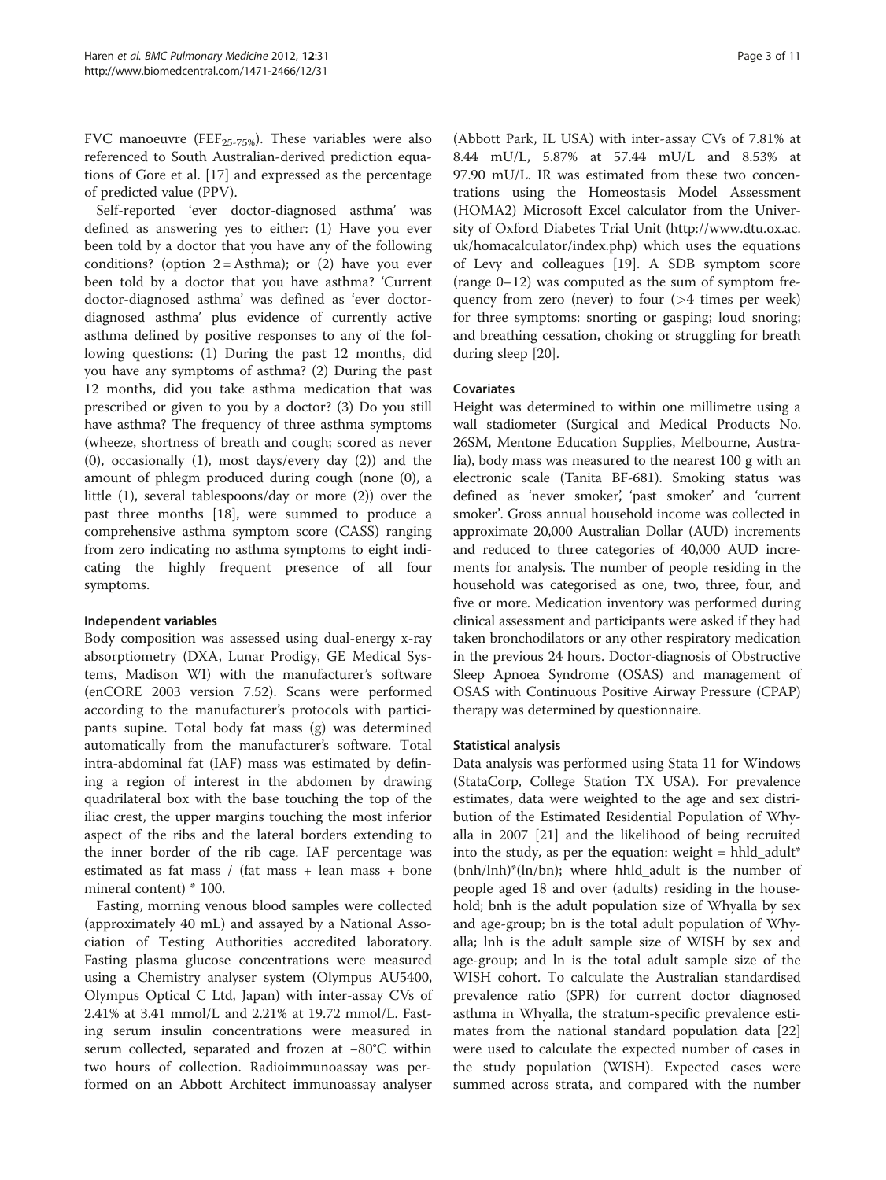FVC manoeuvre ($FEF_{25-75\%}$). These variables were also referenced to South Australian-derived prediction equations of Gore et al. [17] and expressed as the percentage of predicted value (PPV).

Self-reported 'ever doctor-diagnosed asthma' was defined as answering yes to either: (1) Have you ever been told by a doctor that you have any of the following conditions? (option 2 = Asthma); or (2) have you ever been told by a doctor that you have asthma? 'Current doctor-diagnosed asthma' was defined as 'ever doctor-diagnosed asthma' plus evidence of currently active asthma defined by positive responses to any of the following questions: (1) During the past 12 months, did you have any symptoms of asthma? (2) During the past 12 months, did you take asthma medication that was prescribed or given to you by a doctor? (3) Do you still have asthma? The frequency of three asthma symptoms (wheeze, shortness of breath and cough; scored as never (0), occasionally (1), most days/every day (2)) and the amount of phlegm produced during cough (none (0), a little (1), several tablespoons/day or more (2)) over the past three months [18], were summed to produce a comprehensive asthma symptom score (CASS) ranging from zero indicating no asthma symptoms to eight indicating the highly frequent presence of all four symptoms.

### Independent variables

Body composition was assessed using dual-energy x-ray absorptiometry (DXA, Lunar Prodigy, GE Medical Systems, Madison WI) with the manufacturer's software (enCORE 2003 version 7.52). Scans were performed according to the manufacturer's protocols with participants supine. Total body fat mass (g) was determined automatically from the manufacturer's software. Total intra-abdominal fat (IAF) mass was estimated by defining a region of interest in the abdomen by drawing quadrilateral box with the base touching the top of the iliac crest, the upper margins touching the most inferior aspect of the ribs and the lateral borders extending to the inner border of the rib cage. IAF percentage was estimated as fat mass / (fat mass + lean mass + bone mineral content) * 100.

Fasting, morning venous blood samples were collected (approximately 40 mL) and assayed by a National Association of Testing Authorities accredited laboratory. Fasting plasma glucose concentrations were measured using a Chemistry analyser system (Olympus AU5400, Olympus Optical C Ltd, Japan) with inter-assay CVs of 2.41% at 3.41 mmol/L and 2.21% at 19.72 mmol/L. Fasting serum insulin concentrations were measured in serum collected, separated and frozen at −80°C within two hours of collection. Radioimmunoassay was performed on an Abbott Architect immunoassay analyser (Abbott Park, IL USA) with inter-assay CVs of 7.81% at 8.44 mU/L, 5.87% at 57.44 mU/L and 8.53% at 97.90 mU/L. IR was estimated from these two concentrations using the Homeostasis Model Assessment (HOMA2) Microsoft Excel calculator from the University of Oxford Diabetes Trial Unit (http://www.dtu.ox.ac.uk/homacalculator/index.php) which uses the equations of Levy and colleagues [19]. A SDB symptom score (range 0–12) was computed as the sum of symptom frequency from zero (never) to four (>4 times per week) for three symptoms: snorting or gasping; loud snoring; and breathing cessation, choking or struggling for breath during sleep [20].

### Covariates

Height was determined to within one millimetre using a wall stadiometer (Surgical and Medical Products No. 26SM, Mentone Education Supplies, Melbourne, Australia), body mass was measured to the nearest 100 g with an electronic scale (Tanita BF-681). Smoking status was defined as 'never smoker', 'past smoker' and 'current smoker'. Gross annual household income was collected in approximate 20,000 Australian Dollar (AUD) increments and reduced to three categories of 40,000 AUD increments for analysis. The number of people residing in the household was categorised as one, two, three, four, and five or more. Medication inventory was performed during clinical assessment and participants were asked if they had taken bronchodilators or any other respiratory medication in the previous 24 hours. Doctor-diagnosis of Obstructive Sleep Apnoea Syndrome (OSAS) and management of OSAS with Continuous Positive Airway Pressure (CPAP) therapy was determined by questionnaire.

### Statistical analysis

Data analysis was performed using Stata 11 for Windows (StataCorp, College Station TX USA). For prevalence estimates, data were weighted to the age and sex distribution of the Estimated Residential Population of Whyalla in 2007 [21] and the likelihood of being recruited into the study, as per the equation: weight = hhld_adult*(bnh/lnh)*(ln/bn); where hhld_adult is the number of people aged 18 and over (adults) residing in the household; bnh is the adult population size of Whyalla by sex and age-group; bn is the total adult population of Whyalla; lnh is the adult sample size of WISH by sex and age-group; and ln is the total adult sample size of the WISH cohort. To calculate the Australian standardised prevalence ratio (SPR) for current doctor diagnosed asthma in Whyalla, the stratum-specific prevalence estimates from the national standard population data [22] were used to calculate the expected number of cases in the study population (WISH). Expected cases were summed across strata, and compared with the number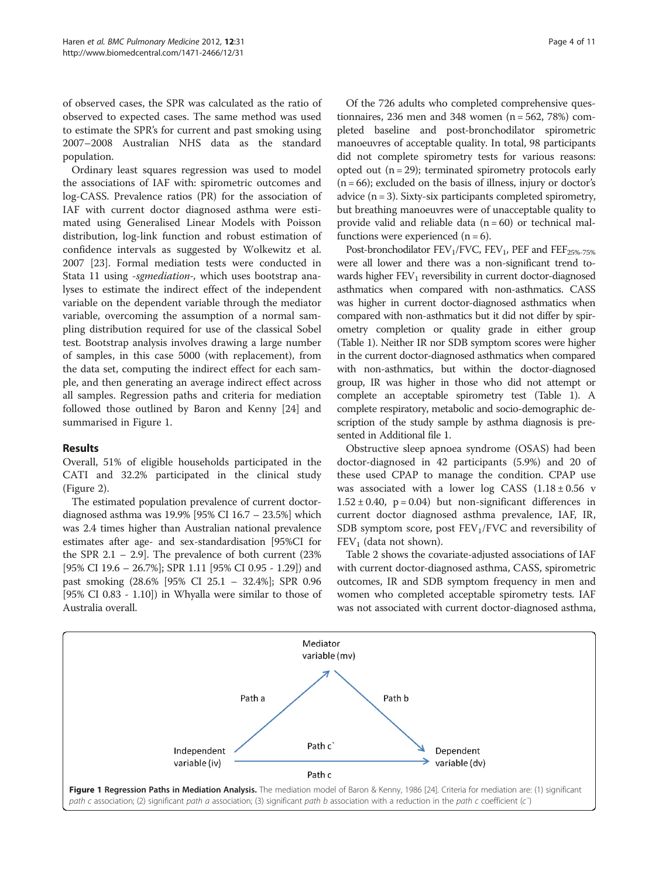of observed cases, the SPR was calculated as the ratio of observed to expected cases. The same method was used to estimate the SPR's for current and past smoking using 2007–2008 Australian NHS data as the standard population.

Ordinary least squares regression was used to model the associations of IAF with: spirometric outcomes and log-CASS. Prevalence ratios (PR) for the association of IAF with current doctor diagnosed asthma were estimated using Generalised Linear Models with Poisson distribution, log-link function and robust estimation of confidence intervals as suggested by Wolkewitz et al. 2007 [23]. Formal mediation tests were conducted in Stata 11 using *-sgmediation-*, which uses bootstrap analyses to estimate the indirect effect of the independent variable on the dependent variable through the mediator variable, overcoming the assumption of a normal sampling distribution required for use of the classical Sobel test. Bootstrap analysis involves drawing a large number of samples, in this case 5000 (with replacement), from the data set, computing the indirect effect for each sample, and then generating an average indirect effect across all samples. Regression paths and criteria for mediation followed those outlined by Baron and Kenny [24] and summarised in Figure 1.

## Results

Overall, 51% of eligible households participated in the CATI and 32.2% participated in the clinical study (Figure 2).

The estimated population prevalence of current doctor-diagnosed asthma was 19.9% [95% CI 16.7 – 23.5%] which was 2.4 times higher than Australian national prevalence estimates after age- and sex-standardisation [95%CI for the SPR 2.1 – 2.9]. The prevalence of both current (23% [95% CI 19.6 – 26.7%]; SPR 1.11 [95% CI 0.95 - 1.29]) and past smoking (28.6% [95% CI 25.1 – 32.4%]; SPR 0.96 [95% CI 0.83 - 1.10]) in Whyalla were similar to those of Australia overall.

Of the 726 adults who completed comprehensive questionnaires, 236 men and 348 women ($n = 562$, 78%) completed baseline and post-bronchodilator spirometric manoeuvres of acceptable quality. In total, 98 participants did not complete spirometry tests for various reasons: opted out ($n = 29$); terminated spirometry protocols early ($n = 66$); excluded on the basis of illness, injury or doctor's advice ($n = 3$). Sixty-six participants completed spirometry, but breathing manoeuvres were of unacceptable quality to provide valid and reliable data ($n = 60$) or technical malfunctions were experienced ($n = 6$).

Post-bronchodilator $FEV_1/FVC$, $FEV_1$, PEF and $FEF_{25\%-75\%}$ were all lower and there was a non-significant trend towards higher $FEV_1$ reversibility in current doctor-diagnosed asthmatics when compared with non-asthmatics. CASS was higher in current doctor-diagnosed asthmatics when compared with non-asthmatics but it did not differ by spirometry completion or quality grade in either group (Table 1). Neither IR nor SDB symptom scores were higher in the current doctor-diagnosed asthmatics when compared with non-asthmatics, but within the doctor-diagnosed group, IR was higher in those who did not attempt or complete an acceptable spirometry test (Table 1). A complete respiratory, metabolic and socio-demographic description of the study sample by asthma diagnosis is presented in Additional file 1.

Obstructive sleep apnoea syndrome (OSAS) had been doctor-diagnosed in 42 participants (5.9%) and 20 of these used CPAP to manage the condition. CPAP use was associated with a lower log CASS ($1.18 \pm 0.56$ v $1.52 \pm 0.40$, $p = 0.04$) but non-significant differences in current doctor diagnosed asthma prevalence, IAF, IR, SDB symptom score, post $FEV_1/FVC$ and reversibility of $FEV_1$ (data not shown).

Table 2 shows the covariate-adjusted associations of IAF with current doctor-diagnosed asthma, CASS, spirometric outcomes, IR and SDB symptom frequency in men and women who completed acceptable spirometry tests. IAF was not associated with current doctor-diagnosed asthma,

Mediator variable (mv)

Path a    Path b

Independent variable (iv)    Path c`    Dependent variable (dv)

Path c

**Figure 1 Regression Paths in Mediation Analysis.** The mediation model of Baron & Kenny, 1986 [24]. Criteria for mediation are: (1) significant *path c* association; (2) significant *path a* association; (3) significant *path b* association with a reduction in the *path c* coefficient (*c`*)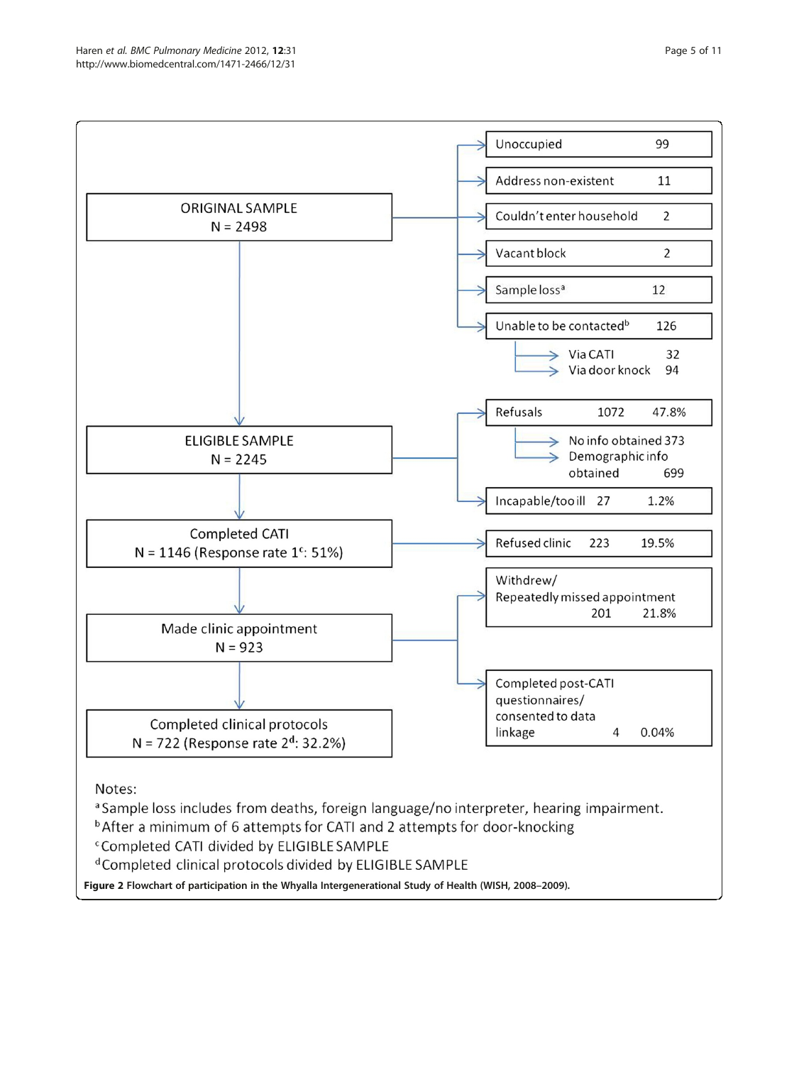ORIGINAL SAMPLE
N = 2498

- Unoccupied 99
- Address non-existent 11
- Couldn't enter household 2
- Vacant block 2
- Sample loss[a] 12
- Unable to be contacted[b] 126
  - Via CATI 32
  - Via door knock 94

ELIGIBLE SAMPLE
N = 2245

- Refusals 1072 47.8%
  - No info obtained 373
  - Demographic info obtained 699
- Incapable/too ill 27 1.2%

Completed CATI
N = 1146 (Response rate 1[c]: 51%)

- Refused clinic 223 19.5%

Made clinic appointment
N = 923

- Withdrew/ Repeatedly missed appointment 201 21.8%
- Completed post-CATI questionnaires/ consented to data linkage 4 0.04%

Completed clinical protocols
N = 722 (Response rate 2[d]: 32.2%)

Notes:

[a] Sample loss includes from deaths, foreign language/no interpreter, hearing impairment.

[b] After a minimum of 6 attempts for CATI and 2 attempts for door-knocking

[c] Completed CATI divided by ELIGIBLE SAMPLE

[d] Completed clinical protocols divided by ELIGIBLE SAMPLE

**Figure 2** Flowchart of participation in the Whyalla Intergenerational Study of Health (WISH, 2008–2009).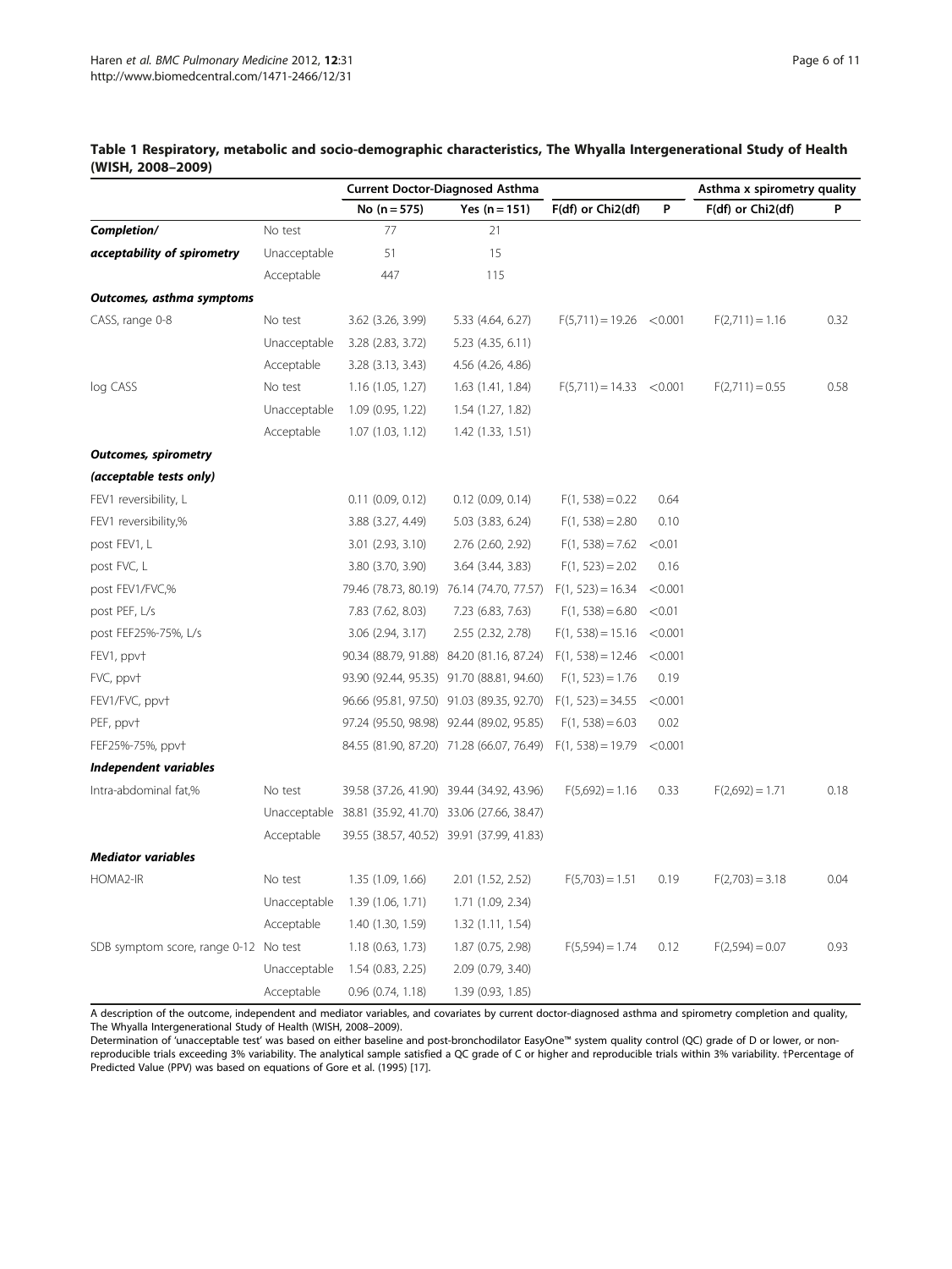**Table 1 Respiratory, metabolic and socio-demographic characteristics, The Whyalla Intergenerational Study of Health (WISH, 2008–2009)**

| | | Current Doctor-Diagnosed Asthma | | | | Asthma x spirometry quality | |
|---|---|---|---|---|---|---|---|
| | | No (n = 575) | Yes (n = 151) | F(df) or Chi2(df) | P | F(df) or Chi2(df) | P |
| ***Completion/ acceptability of spirometry*** | No test | 77 | 21 | | | | |
| | Unacceptable | 51 | 15 | | | | |
| | Acceptable | 447 | 115 | | | | |
| ***Outcomes, asthma symptoms*** | | | | | | | |
| CASS, range 0-8 | No test | 3.62 (3.26, 3.99) | 5.33 (4.64, 6.27) | F(5,711) = 19.26 | <0.001 | F(2,711) = 1.16 | 0.32 |
| | Unacceptable | 3.28 (2.83, 3.72) | 5.23 (4.35, 6.11) | | | | |
| | Acceptable | 3.28 (3.13, 3.43) | 4.56 (4.26, 4.86) | | | | |
| log CASS | No test | 1.16 (1.05, 1.27) | 1.63 (1.41, 1.84) | F(5,711) = 14.33 | <0.001 | F(2,711) = 0.55 | 0.58 |
| | Unacceptable | 1.09 (0.95, 1.22) | 1.54 (1.27, 1.82) | | | | |
| | Acceptable | 1.07 (1.03, 1.12) | 1.42 (1.33, 1.51) | | | | |
| ***Outcomes, spirometry (acceptable tests only)*** | | | | | | | |
| FEV1 reversibility, L | | 0.11 (0.09, 0.12) | 0.12 (0.09, 0.14) | F(1, 538) = 0.22 | 0.64 | | |
| FEV1 reversibility,% | | 3.88 (3.27, 4.49) | 5.03 (3.83, 6.24) | F(1, 538) = 2.80 | 0.10 | | |
| post FEV1, L | | 3.01 (2.93, 3.10) | 2.76 (2.60, 2.92) | F(1, 538) = 7.62 | <0.01 | | |
| post FVC, L | | 3.80 (3.70, 3.90) | 3.64 (3.44, 3.83) | F(1, 523) = 2.02 | 0.16 | | |
| post FEV1/FVC,% | | 79.46 (78.73, 80.19) | 76.14 (74.70, 77.57) | F(1, 523) = 16.34 | <0.001 | | |
| post PEF, L/s | | 7.83 (7.62, 8.03) | 7.23 (6.83, 7.63) | F(1, 538) = 6.80 | <0.01 | | |
| post FEF25%-75%, L/s | | 3.06 (2.94, 3.17) | 2.55 (2.32, 2.78) | F(1, 538) = 15.16 | <0.001 | | |
| FEV1, ppv† | | 90.34 (88.79, 91.88) | 84.20 (81.16, 87.24) | F(1, 538) = 12.46 | <0.001 | | |
| FVC, ppv† | | 93.90 (92.44, 95.35) | 91.70 (88.81, 94.60) | F(1, 523) = 1.76 | 0.19 | | |
| FEV1/FVC, ppv† | | 96.66 (95.81, 97.50) | 91.03 (89.35, 92.70) | F(1, 523) = 34.55 | <0.001 | | |
| PEF, ppv† | | 97.24 (95.50, 98.98) | 92.44 (89.02, 95.85) | F(1, 538) = 6.03 | 0.02 | | |
| FEF25%-75%, ppv† | | 84.55 (81.90, 87.20) | 71.28 (66.07, 76.49) | F(1, 538) = 19.79 | <0.001 | | |
| ***Independent variables*** | | | | | | | |
| Intra-abdominal fat,% | No test | 39.58 (37.26, 41.90) | 39.44 (34.92, 43.96) | F(5,692) = 1.16 | 0.33 | F(2,692) = 1.71 | 0.18 |
| | Unacceptable | 38.81 (35.92, 41.70) | 33.06 (27.66, 38.47) | | | | |
| | Acceptable | 39.55 (38.57, 40.52) | 39.91 (37.99, 41.83) | | | | |
| ***Mediator variables*** | | | | | | | |
| HOMA2-IR | No test | 1.35 (1.09, 1.66) | 2.01 (1.52, 2.52) | F(5,703) = 1.51 | 0.19 | F(2,703) = 3.18 | 0.04 |
| | Unacceptable | 1.39 (1.06, 1.71) | 1.71 (1.09, 2.34) | | | | |
| | Acceptable | 1.40 (1.30, 1.59) | 1.32 (1.11, 1.54) | | | | |
| SDB symptom score, range 0-12 | No test | 1.18 (0.63, 1.73) | 1.87 (0.75, 2.98) | F(5,594) = 1.74 | 0.12 | F(2,594) = 0.07 | 0.93 |
| | Unacceptable | 1.54 (0.83, 2.25) | 2.09 (0.79, 3.40) | | | | |
| | Acceptable | 0.96 (0.74, 1.18) | 1.39 (0.93, 1.85) | | | | |

A description of the outcome, independent and mediator variables, and covariates by current doctor-diagnosed asthma and spirometry completion and quality, The Whyalla Intergenerational Study of Health (WISH, 2008–2009).

Determination of 'unacceptable test' was based on either baseline and post-bronchodilator EasyOne™ system quality control (QC) grade of D or lower, or non-reproducible trials exceeding 3% variability. The analytical sample satisfied a QC grade of C or higher and reproducible trials within 3% variability. †Percentage of Predicted Value (PPV) was based on equations of Gore et al. (1995) [17].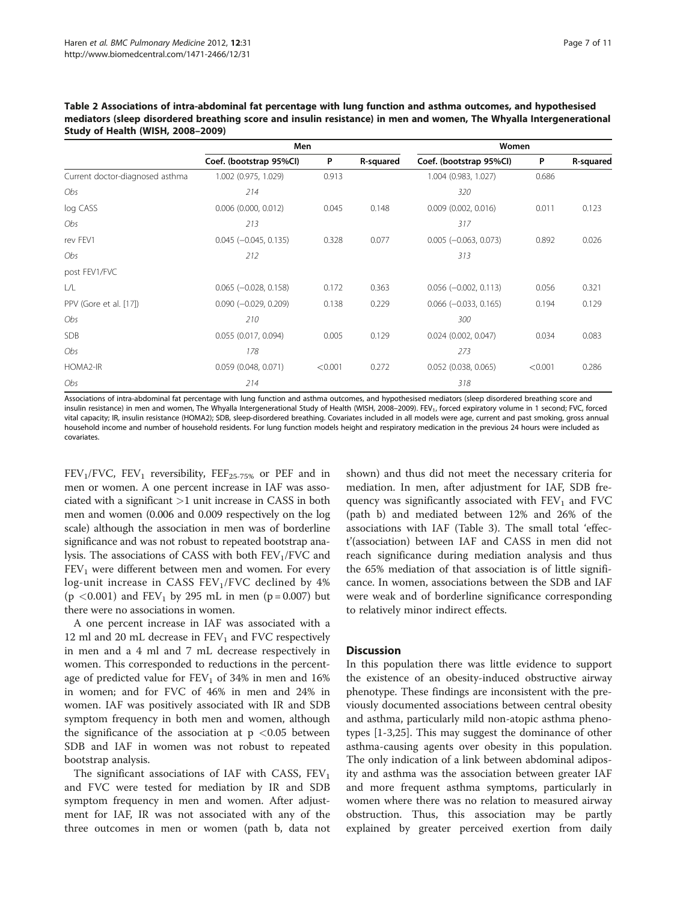**Table 2 Associations of intra-abdominal fat percentage with lung function and asthma outcomes, and hypothesised mediators (sleep disordered breathing score and insulin resistance) in men and women, The Whyalla Intergenerational Study of Health (WISH, 2008–2009)**

| | Men | | | Women | | |
|---|---|---|---|---|---|---|
| | Coef. (bootstrap 95%CI) | P | R-squared | Coef. (bootstrap 95%CI) | P | R-squared |
| Current doctor-diagnosed asthma | 1.002 (0.975, 1.029) | 0.913 | | 1.004 (0.983, 1.027) | 0.686 | |
| *Obs* | *214* | | | *320* | | |
| log CASS | 0.006 (0.000, 0.012) | 0.045 | 0.148 | 0.009 (0.002, 0.016) | 0.011 | 0.123 |
| *Obs* | *213* | | | *317* | | |
| rev FEV1 | 0.045 (−0.045, 0.135) | 0.328 | 0.077 | 0.005 (−0.063, 0.073) | 0.892 | 0.026 |
| *Obs* | *212* | | | *313* | | |
| post FEV1/FVC | | | | | | |
| L/L | 0.065 (−0.028, 0.158) | 0.172 | 0.363 | 0.056 (−0.002, 0.113) | 0.056 | 0.321 |
| PPV (Gore et al. [17]) | 0.090 (−0.029, 0.209) | 0.138 | 0.229 | 0.066 (−0.033, 0.165) | 0.194 | 0.129 |
| *Obs* | *210* | | | *300* | | |
| SDB | 0.055 (0.017, 0.094) | 0.005 | 0.129 | 0.024 (0.002, 0.047) | 0.034 | 0.083 |
| *Obs* | *178* | | | *273* | | |
| HOMA2-IR | 0.059 (0.048, 0.071) | <0.001 | 0.272 | 0.052 (0.038, 0.065) | <0.001 | 0.286 |
| *Obs* | *214* | | | *318* | | |

Associations of intra-abdominal fat percentage with lung function and asthma outcomes, and hypothesised mediators (sleep disordered breathing score and insulin resistance) in men and women, The Whyalla Intergenerational Study of Health (WISH, 2008–2009). $FEV_1$, forced expiratory volume in 1 second; FVC, forced vital capacity; IR, insulin resistance (HOMA2); SDB, sleep-disordered breathing. Covariates included in all models were age, current and past smoking, gross annual household income and number of household residents. For lung function models height and respiratory medication in the previous 24 hours were included as covariates.

$FEV_1$/FVC, $FEV_1$ reversibility, $FEF_{25-75\%}$ or PEF and in men or women. A one percent increase in IAF was associated with a significant >1 unit increase in CASS in both men and women (0.006 and 0.009 respectively on the log scale) although the association in men was of borderline significance and was not robust to repeated bootstrap analysis. The associations of CASS with both $FEV_1$/FVC and $FEV_1$ were different between men and women. For every log-unit increase in CASS $FEV_1$/FVC declined by 4% ($p < 0.001$) and $FEV_1$ by 295 mL in men ($p = 0.007$) but there were no associations in women.

A one percent increase in IAF was associated with a 12 ml and 20 mL decrease in $FEV_1$ and FVC respectively in men and a 4 ml and 7 mL decrease respectively in women. This corresponded to reductions in the percentage of predicted value for $FEV_1$ of 34% in men and 16% in women; and for FVC of 46% in men and 24% in women. IAF was positively associated with IR and SDB symptom frequency in both men and women, although the significance of the association at $p < 0.05$ between SDB and IAF in women was not robust to repeated bootstrap analysis.

The significant associations of IAF with CASS, $FEV_1$ and FVC were tested for mediation by IR and SDB symptom frequency in men and women. After adjustment for IAF, IR was not associated with any of the three outcomes in men or women (path b, data not shown) and thus did not meet the necessary criteria for mediation. In men, after adjustment for IAF, SDB frequency was significantly associated with $FEV_1$ and FVC (path b) and mediated between 12% and 26% of the associations with IAF (Table 3). The small total 'effect'(association) between IAF and CASS in men did not reach significance during mediation analysis and thus the 65% mediation of that association is of little significance. In women, associations between the SDB and IAF were weak and of borderline significance corresponding to relatively minor indirect effects.

## Discussion

In this population there was little evidence to support the existence of an obesity-induced obstructive airway phenotype. These findings are inconsistent with the previously documented associations between central obesity and asthma, particularly mild non-atopic asthma phenotypes [1-3,25]. This may suggest the dominance of other asthma-causing agents over obesity in this population. The only indication of a link between abdominal adiposity and asthma was the association between greater IAF and more frequent asthma symptoms, particularly in women where there was no relation to measured airway obstruction. Thus, this association may be partly explained by greater perceived exertion from daily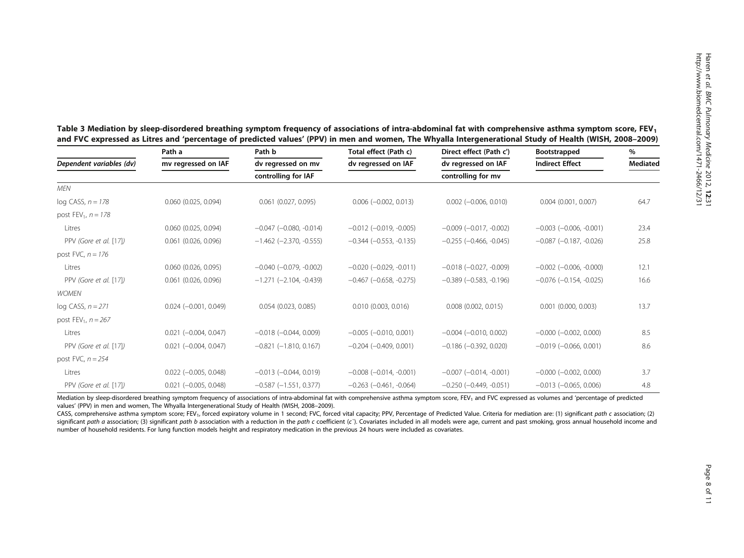**Table 3 Mediation by sleep-disordered breathing symptom frequency of associations of intra-abdominal fat with comprehensive asthma symptom score, $FEV_1$ and FVC expressed as Litres and 'percentage of predicted values' (PPV) in men and women, The Whyalla Intergenerational Study of Health (WISH, 2008–2009)**

| Dependent variables (dv) | Path a<br>mv regressed on IAF | Path b<br>dv regressed on mv controlling for IAF | Total effect (Path c)<br>dv regressed on IAF | Direct effect (Path c')<br>dv regressed on IAF controlling for mv | Bootstrapped Indirect Effect | % Mediated |
|---|---|---|---|---|---|---|
| *MEN* | | | | | | |
| log CASS, *n = 178* | 0.060 (0.025, 0.094) | 0.061 (0.027, 0.095) | 0.006 (−0.002, 0.013) | 0.002 (−0.006, 0.010) | 0.004 (0.001, 0.007) | 64.7 |
| post $FEV_1$, *n = 178* | | | | | | |
| Litres | 0.060 (0.025, 0.094) | −0.047 (−0.080, -0.014) | −0.012 (−0.019, -0.005) | −0.009 (−0.017, -0.002) | −0.003 (−0.006, -0.001) | 23.4 |
| PPV *(Gore et al. [17])* | 0.061 (0.026, 0.096) | −1.462 (−2.370, -0.555) | −0.344 (−0.553, -0.135) | −0.255 (−0.466, -0.045) | −0.087 (−0.187, -0.026) | 25.8 |
| post FVC, *n = 176* | | | | | | |
| Litres | 0.060 (0.026, 0.095) | −0.040 (−0.079, -0.002) | −0.020 (−0.029, -0.011) | −0.018 (−0.027, -0.009) | −0.002 (−0.006, -0.000) | 12.1 |
| PPV *(Gore et al. [17])* | 0.061 (0.026, 0.096) | −1.271 (−2.104, -0.439) | −0.467 (−0.658, -0.275) | −0.389 (−0.583, -0.196) | −0.076 (−0.154, -0.025) | 16.6 |
| *WOMEN* | | | | | | |
| log CASS, *n = 271* | 0.024 (−0.001, 0.049) | 0.054 (0.023, 0.085) | 0.010 (0.003, 0.016) | 0.008 (0.002, 0.015) | 0.001 (0.000, 0.003) | 13.7 |
| post $FEV_1$, *n = 267* | | | | | | |
| Litres | 0.021 (−0.004, 0.047) | −0.018 (−0.044, 0.009) | −0.005 (−0.010, 0.001) | −0.004 (−0.010, 0.002) | −0.000 (−0.002, 0.000) | 8.5 |
| PPV *(Gore et al. [17])* | 0.021 (−0.004, 0.047) | −0.821 (−1.810, 0.167) | −0.204 (−0.409, 0.001) | −0.186 (−0.392, 0.020) | −0.019 (−0.066, 0.001) | 8.6 |
| post FVC, *n = 254* | | | | | | |
| Litres | 0.022 (−0.005, 0.048) | −0.013 (−0.044, 0.019) | −0.008 (−0.014, -0.001) | −0.007 (−0.014, -0.001) | −0.000 (−0.002, 0.000) | 3.7 |
| PPV *(Gore et al. [17])* | 0.021 (−0.005, 0.048) | −0.587 (−1.551, 0.377) | −0.263 (−0.461, -0.064) | −0.250 (−0.449, -0.051) | −0.013 (−0.065, 0.006) | 4.8 |

Mediation by sleep-disordered breathing symptom frequency of associations of intra-abdominal fat with comprehensive asthma symptom score, $FEV_1$ and FVC expressed as volumes and 'percentage of predicted values' (PPV) in men and women, The Whyalla Intergenerational Study of Health (WISH, 2008–2009).

CASS, comprehensive asthma symptom score; $FEV_1$, forced expiratory volume in 1 second; FVC, forced vital capacity; PPV, Percentage of Predicted Value. Criteria for mediation are: (1) significant *path c* association; (2) significant *path a* association; (3) significant *path b* association with a reduction in the *path c* coefficient (*c`*). Covariates included in all models were age, current and past smoking, gross annual household income and number of household residents. For lung function models height and respiratory medication in the previous 24 hours were included as covariates.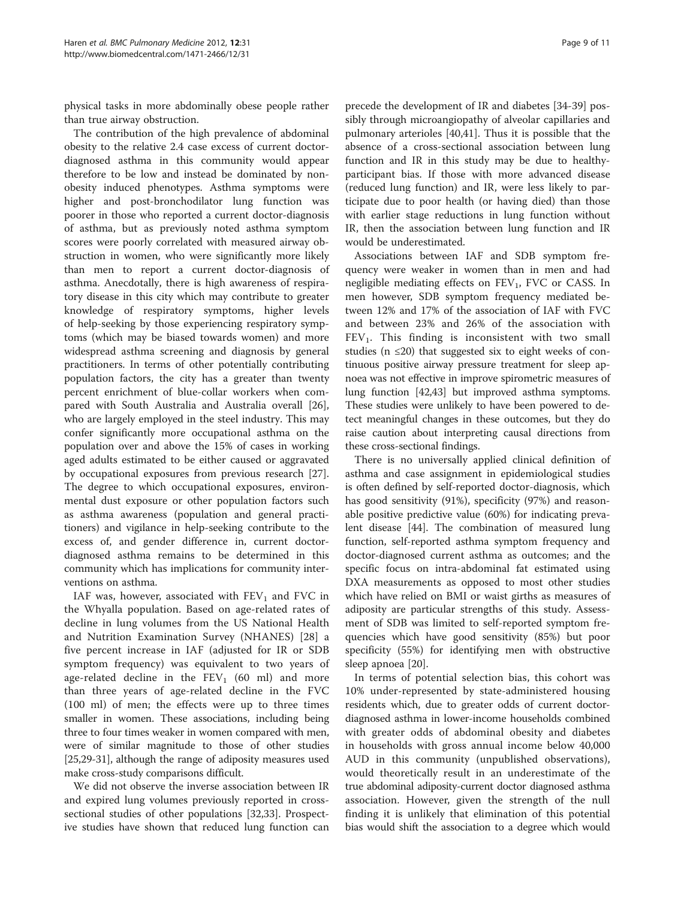physical tasks in more abdominally obese people rather than true airway obstruction.

The contribution of the high prevalence of abdominal obesity to the relative 2.4 case excess of current doctor-diagnosed asthma in this community would appear therefore to be low and instead be dominated by non-obesity induced phenotypes. Asthma symptoms were higher and post-bronchodilator lung function was poorer in those who reported a current doctor-diagnosis of asthma, but as previously noted asthma symptom scores were poorly correlated with measured airway obstruction in women, who were significantly more likely than men to report a current doctor-diagnosis of asthma. Anecdotally, there is high awareness of respiratory disease in this city which may contribute to greater knowledge of respiratory symptoms, higher levels of help-seeking by those experiencing respiratory symptoms (which may be biased towards women) and more widespread asthma screening and diagnosis by general practitioners. In terms of other potentially contributing population factors, the city has a greater than twenty percent enrichment of blue-collar workers when compared with South Australia and Australia overall [26], who are largely employed in the steel industry. This may confer significantly more occupational asthma on the population over and above the 15% of cases in working aged adults estimated to be either caused or aggravated by occupational exposures from previous research [27]. The degree to which occupational exposures, environmental dust exposure or other population factors such as asthma awareness (population and general practitioners) and vigilance in help-seeking contribute to the excess of, and gender difference in, current doctor-diagnosed asthma remains to be determined in this community which has implications for community interventions on asthma.

IAF was, however, associated with $FEV_1$ and FVC in the Whyalla population. Based on age-related rates of decline in lung volumes from the US National Health and Nutrition Examination Survey (NHANES) [28] a five percent increase in IAF (adjusted for IR or SDB symptom frequency) was equivalent to two years of age-related decline in the $FEV_1$ (60 ml) and more than three years of age-related decline in the FVC (100 ml) of men; the effects were up to three times smaller in women. These associations, including being three to four times weaker in women compared with men, were of similar magnitude to those of other studies [25,29-31], although the range of adiposity measures used make cross-study comparisons difficult.

We did not observe the inverse association between IR and expired lung volumes previously reported in cross-sectional studies of other populations [32,33]. Prospective studies have shown that reduced lung function can precede the development of IR and diabetes [34-39] possibly through microangiopathy of alveolar capillaries and pulmonary arterioles [40,41]. Thus it is possible that the absence of a cross-sectional association between lung function and IR in this study may be due to healthy-participant bias. If those with more advanced disease (reduced lung function) and IR, were less likely to participate due to poor health (or having died) than those with earlier stage reductions in lung function without IR, then the association between lung function and IR would be underestimated.

Associations between IAF and SDB symptom frequency were weaker in women than in men and had negligible mediating effects on $FEV_1$, FVC or CASS. In men however, SDB symptom frequency mediated between 12% and 17% of the association of IAF with FVC and between 23% and 26% of the association with $FEV_1$. This finding is inconsistent with two small studies ($n \leq 20$) that suggested six to eight weeks of continuous positive airway pressure treatment for sleep apnoea was not effective in improve spirometric measures of lung function [42,43] but improved asthma symptoms. These studies were unlikely to have been powered to detect meaningful changes in these outcomes, but they do raise caution about interpreting causal directions from these cross-sectional findings.

There is no universally applied clinical definition of asthma and case assignment in epidemiological studies is often defined by self-reported doctor-diagnosis, which has good sensitivity (91%), specificity (97%) and reasonable positive predictive value (60%) for indicating prevalent disease [44]. The combination of measured lung function, self-reported asthma symptom frequency and doctor-diagnosed current asthma as outcomes; and the specific focus on intra-abdominal fat estimated using DXA measurements as opposed to most other studies which have relied on BMI or waist girths as measures of adiposity are particular strengths of this study. Assessment of SDB was limited to self-reported symptom frequencies which have good sensitivity (85%) but poor specificity (55%) for identifying men with obstructive sleep apnoea [20].

In terms of potential selection bias, this cohort was 10% under-represented by state-administered housing residents which, due to greater odds of current doctor-diagnosed asthma in lower-income households combined with greater odds of abdominal obesity and diabetes in households with gross annual income below 40,000 AUD in this community (unpublished observations), would theoretically result in an underestimate of the true abdominal adiposity-current doctor diagnosed asthma association. However, given the strength of the null finding it is unlikely that elimination of this potential bias would shift the association to a degree which would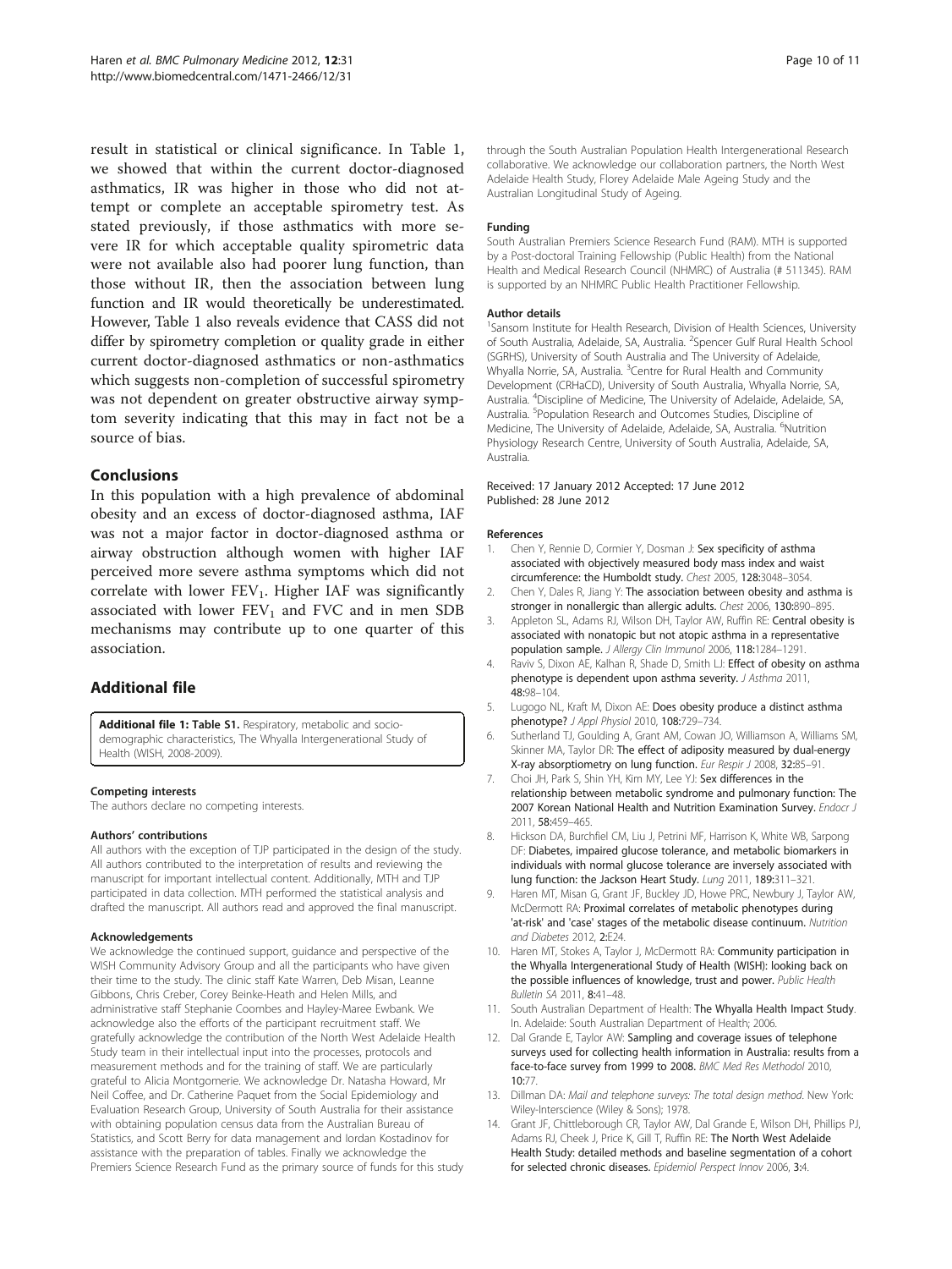result in statistical or clinical significance. In Table 1, we showed that within the current doctor-diagnosed asthmatics, IR was higher in those who did not attempt or complete an acceptable spirometry test. As stated previously, if those asthmatics with more severe IR for which acceptable quality spirometric data were not available also had poorer lung function, than those without IR, then the association between lung function and IR would theoretically be underestimated. However, Table 1 also reveals evidence that CASS did not differ by spirometry completion or quality grade in either current doctor-diagnosed asthmatics or non-asthmatics which suggests non-completion of successful spirometry was not dependent on greater obstructive airway symptom severity indicating that this may in fact not be a source of bias.

## Conclusions

In this population with a high prevalence of abdominal obesity and an excess of doctor-diagnosed asthma, IAF was not a major factor in doctor-diagnosed asthma or airway obstruction although women with higher IAF perceived more severe asthma symptoms which did not correlate with lower $FEV_1$. Higher IAF was significantly associated with lower $FEV_1$ and FVC and in men SDB mechanisms may contribute up to one quarter of this association.

## Additional file

**Additional file 1: Table S1.** Respiratory, metabolic and socio-demographic characteristics, The Whyalla Intergenerational Study of Health (WISH, 2008-2009).

#### Competing interests

The authors declare no competing interests.

#### Authors' contributions

All authors with the exception of TJP participated in the design of the study. All authors contributed to the interpretation of results and reviewing the manuscript for important intellectual content. Additionally, MTH and TJP participated in data collection. MTH performed the statistical analysis and drafted the manuscript. All authors read and approved the final manuscript.

#### Acknowledgements

We acknowledge the continued support, guidance and perspective of the WISH Community Advisory Group and all the participants who have given their time to the study. The clinic staff Kate Warren, Deb Misan, Leanne Gibbons, Chris Creber, Corey Beinke-Heath and Helen Mills, and administrative staff Stephanie Coombes and Hayley-Maree Ewbank. We acknowledge also the efforts of the participant recruitment staff. We gratefully acknowledge the contribution of the North West Adelaide Health Study team in their intellectual input into the processes, protocols and measurement methods and for the training of staff. We are particularly grateful to Alicia Montgomerie. We acknowledge Dr. Natasha Howard, Mr Neil Coffee, and Dr. Catherine Paquet from the Social Epidemiology and Evaluation Research Group, University of South Australia for their assistance with obtaining population census data from the Australian Bureau of Statistics, and Scott Berry for data management and Iordan Kostadinov for assistance with the preparation of tables. Finally we acknowledge the Premiers Science Research Fund as the primary source of funds for this study through the South Australian Population Health Intergenerational Research collaborative. We acknowledge our collaboration partners, the North West Adelaide Health Study, Florey Adelaide Male Ageing Study and the Australian Longitudinal Study of Ageing.

#### Funding

South Australian Premiers Science Research Fund (RAM). MTH is supported by a Post-doctoral Training Fellowship (Public Health) from the National Health and Medical Research Council (NHMRC) of Australia (# 511345). RAM is supported by an NHMRC Public Health Practitioner Fellowship.

#### Author details

[1]Sansom Institute for Health Research, Division of Health Sciences, University of South Australia, Adelaide, SA, Australia. [2]Spencer Gulf Rural Health School (SGRHS), University of South Australia and The University of Adelaide, Whyalla Norrie, SA, Australia. [3]Centre for Rural Health and Community Development (CRHaCD), University of South Australia, Whyalla Norrie, SA, Australia. [4]Discipline of Medicine, The University of Adelaide, Adelaide, SA, Australia. [5]Population Research and Outcomes Studies, Discipline of Medicine, The University of Adelaide, Adelaide, SA, Australia. [6]Nutrition Physiology Research Centre, University of South Australia, Adelaide, SA, Australia.

Received: 17 January 2012 Accepted: 17 June 2012
Published: 28 June 2012

#### References

1. Chen Y, Rennie D, Cormier Y, Dosman J: **Sex specificity of asthma associated with objectively measured body mass index and waist circumference: the Humboldt study.** *Chest* 2005, **128:**3048–3054.
2. Chen Y, Dales R, Jiang Y: **The association between obesity and asthma is stronger in nonallergic than allergic adults.** *Chest* 2006, **130:**890–895.
3. Appleton SL, Adams RJ, Wilson DH, Taylor AW, Ruffin RE: **Central obesity is associated with nonatopic but not atopic asthma in a representative population sample.** *J Allergy Clin Immunol* 2006, **118:**1284–1291.
4. Raviv S, Dixon AE, Kalhan R, Shade D, Smith LJ: **Effect of obesity on asthma phenotype is dependent upon asthma severity.** *J Asthma* 2011, **48:**98–104.
5. Lugogo NL, Kraft M, Dixon AE: **Does obesity produce a distinct asthma phenotype?** *J Appl Physiol* 2010, **108:**729–734.
6. Sutherland TJ, Goulding A, Grant AM, Cowan JO, Williamson A, Williams SM, Skinner MA, Taylor DR: **The effect of adiposity measured by dual-energy X-ray absorptiometry on lung function.** *Eur Respir J* 2008, **32:**85–91.
7. Choi JH, Park S, Shin YH, Kim MY, Lee YJ: **Sex differences in the relationship between metabolic syndrome and pulmonary function: The 2007 Korean National Health and Nutrition Examination Survey.** *Endocr J* 2011, **58:**459–465.
8. Hickson DA, Burchfiel CM, Liu J, Petrini MF, Harrison K, White WB, Sarpong DF: **Diabetes, impaired glucose tolerance, and metabolic biomarkers in individuals with normal glucose tolerance are inversely associated with lung function: the Jackson Heart Study.** *Lung* 2011, **189:**311–321.
9. Haren MT, Misan G, Grant JF, Buckley JD, Howe PRC, Newbury J, Taylor AW, McDermott RA: **Proximal correlates of metabolic phenotypes during 'at-risk' and 'case' stages of the metabolic disease continuum.** *Nutrition and Diabetes* 2012, **2:**E24.
10. Haren MT, Stokes A, Taylor J, McDermott RA: **Community participation in the Whyalla Intergenerational Study of Health (WISH): looking back on the possible influences of knowledge, trust and power.** *Public Health Bulletin SA* 2011, **8:**41–48.
11. South Australian Department of Health: **The Whyalla Health Impact Study.** In. Adelaide: South Australian Department of Health; 2006.
12. Dal Grande E, Taylor AW: **Sampling and coverage issues of telephone surveys used for collecting health information in Australia: results from a face-to-face survey from 1999 to 2008.** *BMC Med Res Methodol* 2010, **10:**77.
13. Dillman DA: *Mail and telephone surveys: The total design method.* New York: Wiley-Interscience (Wiley & Sons); 1978.
14. Grant JF, Chittleborough CR, Taylor AW, Dal Grande E, Wilson DH, Phillips PJ, Adams RJ, Cheek J, Price K, Gill T, Ruffin RE: **The North West Adelaide Health Study: detailed methods and baseline segmentation of a cohort for selected chronic diseases.** *Epidemiol Perspect Innov* 2006, **3:**4.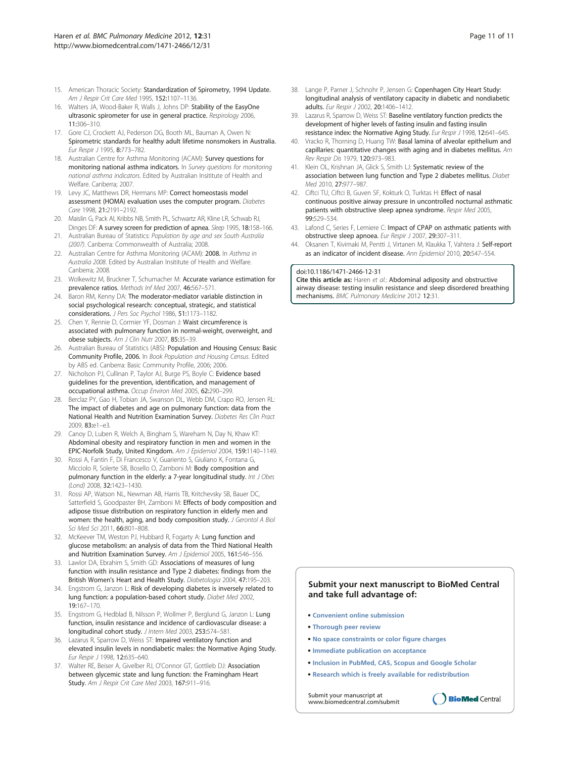15. American Thoracic Society: **Standardization of Spirometry, 1994 Update.** *Am J Respir Crit Care Med* 1995, **152:**1107–1136.
16. Walters JA, Wood-Baker R, Walls J, Johns DP: **Stability of the EasyOne ultrasonic spirometer for use in general practice.** *Respirology* 2006, **11:**306–310.
17. Gore CJ, Crockett AJ, Pederson DG, Booth ML, Bauman A, Owen N: **Spirometric standards for healthy adult lifetime nonsmokers in Australia.** *Eur Respir J* 1995, **8:**773–782.
18. Australian Centre for Asthma Monitoring (ACAM): **Survey questions for monitoring national asthma indicators.** In *Survey questions for monitoring national asthma indicators*. Edited by Australian Insititute of Health and Welfare. Canberra; 2007.
19. Levy JC, Matthews DR, Hermans MP: **Correct homeostasis model assessment (HOMA) evaluation uses the computer program.** *Diabetes Care* 1998, **21:**2191–2192.
20. Maislin G, Pack AI, Kribbs NB, Smith PL, Schwartz AR, Kline LR, Schwab RJ, Dinges DF: **A survey screen for prediction of apnea.** *Sleep* 1995, **18:**158–166.
21. Australian Bureau of Statistics: *Population by age and sex South Australia (2007)*. Canberra: Commonwealth of Australia; 2008.
22. Australian Centre for Asthma Monitoring (ACAM): **2008.** In *Asthma in Australia 2008*. Edited by Australian Insititute of Health and Welfare. Canberra; 2008.
23. Wolkewitz M, Bruckner T, Schumacher M: **Accurate variance estimation for prevalence ratios.** *Methods Inf Med* 2007, **46:**567–571.
24. Baron RM, Kenny DA: **The moderator-mediator variable distinction in social psychological research: conceptual, strategic, and statistical considerations.** *J Pers Soc Psychol* 1986, **51:**1173–1182.
25. Chen Y, Rennie D, Cormier YF, Dosman J: **Waist circumference is associated with pulmonary function in normal-weight, overweight, and obese subjects.** *Am J Clin Nutr* 2007, **85:**35–39.
26. Australian Bureau of Statistics (ABS): **Population and Housing Census: Basic Community Profile, 2006.** In *Book Population and Housing Census*. Edited by ABS ed. Canberra: Basic Community Profile, 2006; 2006.
27. Nicholson PJ, Cullinan P, Taylor AJ, Burge PS, Boyle C: **Evidence based guidelines for the prevention, identification, and management of occupational asthma.** *Occup Environ Med* 2005, **62:**290–299.
28. Berclaz PY, Gao H, Tobian JA, Swanson DL, Webb DM, Crapo RO, Jensen RL: **The impact of diabetes and age on pulmonary function: data from the National Health and Nutrition Examination Survey.** *Diabetes Res Clin Pract* 2009, **83:**e1–e3.
29. Canoy D, Luben R, Welch A, Bingham S, Wareham N, Day N, Khaw KT: **Abdominal obesity and respiratory function in men and women in the EPIC-Norfolk Study, United Kingdom.** *Am J Epidemiol* 2004, **159:**1140–1149.
30. Rossi A, Fantin F, Di Francesco V, Guariento S, Giuliano K, Fontana G, Micciolo R, Solerte SB, Bosello O, Zamboni M: **Body composition and pulmonary function in the elderly: a 7-year longitudinal study.** *Int J Obes (Lond)* 2008, **32:**1423–1430.
31. Rossi AP, Watson NL, Newman AB, Harris TB, Kritchevsky SB, Bauer DC, Satterfield S, Goodpaster BH, Zamboni M: **Effects of body composition and adipose tissue distribution on respiratory function in elderly men and women: the health, aging, and body composition study.** *J Gerontol A Biol Sci Med Sci* 2011, **66:**801–808.
32. McKeever TM, Weston PJ, Hubbard R, Fogarty A: **Lung function and glucose metabolism: an analysis of data from the Third National Health and Nutrition Examination Survey.** *Am J Epidemiol* 2005, **161:**546–556.
33. Lawlor DA, Ebrahim S, Smith GD: **Associations of measures of lung function with insulin resistance and Type 2 diabetes: findings from the British Women's Heart and Health Study.** *Diabetologia* 2004, **47:**195–203.
34. Engstrom G, Janzon L: **Risk of developing diabetes is inversely related to lung function: a population-based cohort study.** *Diabet Med* 2002, **19:**167–170.
35. Engstrom G, Hedblad B, Nilsson P, Wollmer P, Berglund G, Janzon L: **Lung function, insulin resistance and incidence of cardiovascular disease: a longitudinal cohort study.** *J Intern Med* 2003, **253:**574–581.
36. Lazarus R, Sparrow D, Weiss ST: **Impaired ventilatory function and elevated insulin levels in nondiabetic males: the Normative Aging Study.** *Eur Respir J* 1998, **12:**635–640.
37. Walter RE, Beiser A, Givelber RJ, O'Connor GT, Gottlieb DJ: **Association between glycemic state and lung function: the Framingham Heart Study.** *Am J Respir Crit Care Med* 2003, **167:**911–916.
38. Lange P, Parner J, Schnohr P, Jensen G: **Copenhagen City Heart Study: longitudinal analysis of ventilatory capacity in diabetic and nondiabetic adults.** *Eur Respir J* 2002, **20:**1406–1412.
39. Lazarus R, Sparrow D, Weiss ST: **Baseline ventilatory function predicts the development of higher levels of fasting insulin and fasting insulin resistance index: the Normative Aging Study.** *Eur Respir J* 1998, **12:**641–645.
40. Vracko R, Thorning D, Huang TW: **Basal lamina of alveolar epithelium and capillaries: quantitative changes with aging and in diabetes mellitus.** *Am Rev Respir Dis* 1979, **120:**973–983.
41. Klein OL, Krishnan JA, Glick S, Smith LJ: **Systematic review of the association between lung function and Type 2 diabetes mellitus.** *Diabet Med* 2010, **27:**977–987.
42. Ciftci TU, Ciftci B, Guven SF, Kokturk O, Turktas H: **Effect of nasal continuous positive airway pressure in uncontrolled nocturnal asthmatic patients with obstructive sleep apnea syndrome.** *Respir Med* 2005, **99:**529–534.
43. Lafond C, Series F, Lemiere C: **Impact of CPAP on asthmatic patients with obstructive sleep apnoea.** *Eur Respir J* 2007, **29:**307–311.
44. Oksanen T, Kivimaki M, Pentti J, Virtanen M, Klaukka T, Vahtera J: **Self-report as an indicator of incident disease.** *Ann Epidemiol* 2010, **20:**547–554.

doi:10.1186/1471-2466-12-31

**Cite this article as:** Haren *et al.*: Abdominal adiposity and obstructive airway disease: testing insulin resistance and sleep disordered breathing mechanisms. *BMC Pulmonary Medicine* 2012 **12**:31.

**Submit your next manuscript to BioMed Central and take full advantage of:**

- **Convenient online submission**
- **Thorough peer review**
- **No space constraints or color figure charges**
- **Immediate publication on acceptance**
- **Inclusion in PubMed, CAS, Scopus and Google Scholar**
- **Research which is freely available for redistribution**

Submit your manuscript at
www.biomedcentral.com/submit

BioMed Central